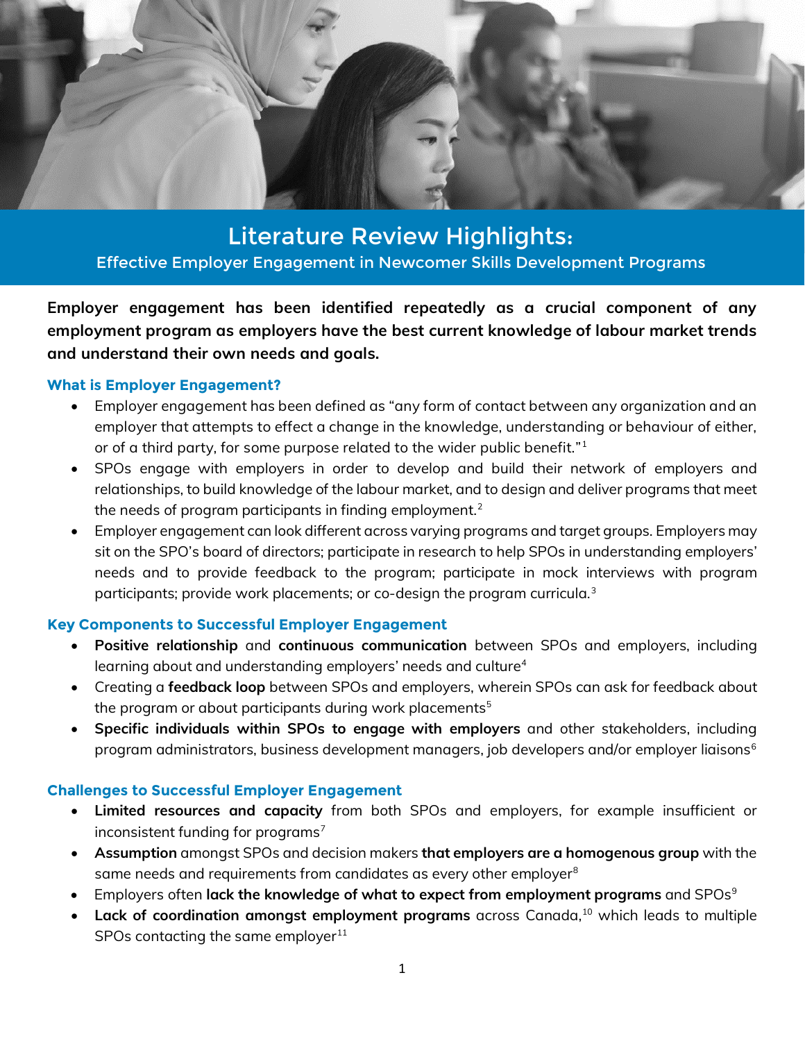# Literature Review Highlights:

## Effective Employer Engagement in Newcomer Skills Development Programs

**Employer engagement has been identified repeatedly as a crucial component of any employment program as employers have the best current knowledge of labour market trends and understand their own needs and goals.**

### What is Employer Engagement?

- Employer engagement has been defined as "any form of contact between any organization and an employer that attempts to effect a change in the knowledge, understanding or behaviour of either, or of a third party, for some purpose related to the wider public benefit."[1]
- SPOs engage with employers in order to develop and build their network of employers and relationships, to build knowledge of the labour market, and to design and deliver programs that meet the needs of program participants in finding employment.[2]
- Employer engagement can look different across varying programs and target groups. Employers may sit on the SPO's board of directors; participate in research to help SPOs in understanding employers' needs and to provide feedback to the program; participate in mock interviews with program participants; provide work placements; or co-design the program curricula.[3]

### Key Components to Successful Employer Engagement

- **Positive relationship** and **continuous communication** between SPOs and employers, including learning about and understanding employers' needs and culture[4]
- Creating a **feedback loop** between SPOs and employers, wherein SPOs can ask for feedback about the program or about participants during work placements[5]
- **Specific individuals within SPOs to engage with employers** and other stakeholders, including program administrators, business development managers, job developers and/or employer liaisons[6]

### Challenges to Successful Employer Engagement

- **Limited resources and capacity** from both SPOs and employers, for example insufficient or inconsistent funding for programs[7]
- **Assumption** amongst SPOs and decision makers **that employers are a homogenous group** with the same needs and requirements from candidates as every other employer[8]
- Employers often **lack the knowledge of what to expect from employment programs** and SPOs[9]
- **Lack of coordination amongst employment programs** across Canada,[10] which leads to multiple SPOs contacting the same employer[11]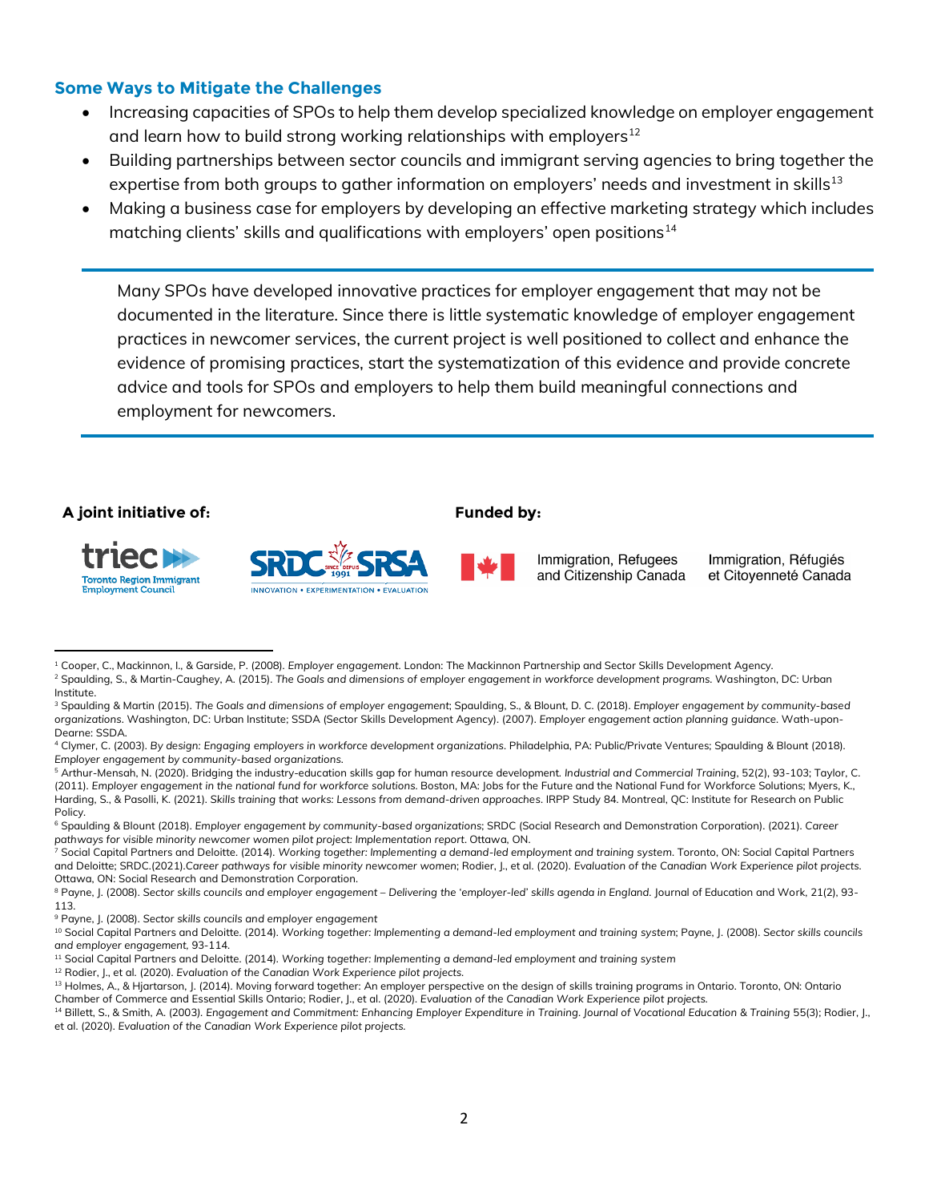### Some Ways to Mitigate the Challenges

- Increasing capacities of SPOs to help them develop specialized knowledge on employer engagement and learn how to build strong working relationships with employers[12]
- Building partnerships between sector councils and immigrant serving agencies to bring together the expertise from both groups to gather information on employers' needs and investment in skills[13]
- Making a business case for employers by developing an effective marketing strategy which includes matching clients' skills and qualifications with employers' open positions[14]

---

Many SPOs have developed innovative practices for employer engagement that may not be documented in the literature. Since there is little systematic knowledge of employer engagement practices in newcomer services, the current project is well positioned to collect and enhance the evidence of promising practices, start the systematization of this evidence and provide concrete advice and tools for SPOs and employers to help them build meaningful connections and employment for newcomers.

---

**A joint initiative of:**

triec Toronto Region Immigrant Employment Council

SRDC SRSA SINCE DEPUIS 1991 INNOVATION • EXPERIMENTATION • EVALUATION

**Funded by:**

Immigration, Refugees and Citizenship Canada

Immigration, Réfugiés et Citoyenneté Canada

---

[1] Cooper, C., Mackinnon, I., & Garside, P. (2008). *Employer engagement.* London: The Mackinnon Partnership and Sector Skills Development Agency.

[2] Spaulding, S., & Martin-Caughey, A. (2015). *The Goals and dimensions of employer engagement in workforce development programs.* Washington, DC: Urban Institute.

[3] Spaulding & Martin (2015). *The Goals and dimensions of employer engagement*; Spaulding, S., & Blount, D. C. (2018). *Employer engagement by community-based organizations.* Washington, DC: Urban Institute; SSDA (Sector Skills Development Agency). (2007). *Employer engagement action planning guidance.* Wath-upon-Dearne: SSDA.

[4] Clymer, C. (2003). *By design: Engaging employers in workforce development organizations.* Philadelphia, PA: Public/Private Ventures; Spaulding & Blount (2018). *Employer engagement by community-based organizations.*

[5] Arthur-Mensah, N. (2020). Bridging the industry-education skills gap for human resource development. *Industrial and Commercial Training*, 52(2), 93-103; Taylor, C. (2011). *Employer engagement in the national fund for workforce solutions.* Boston, MA: Jobs for the Future and the National Fund for Workforce Solutions; Myers, K., Harding, S., & Pasolli, K. (2021). *Skills training that works: Lessons from demand-driven approaches.* IRPP Study 84. Montreal, QC: Institute for Research on Public Policy.

[6] Spaulding & Blount (2018). *Employer engagement by community-based organizations*; SRDC (Social Research and Demonstration Corporation). (2021). *Career pathways for visible minority newcomer women pilot project: Implementation report.* Ottawa, ON.

[7] Social Capital Partners and Deloitte. (2014). *Working together: Implementing a demand-led employment and training system.* Toronto, ON: Social Capital Partners and Deloitte; SRDC.(2021).*Career pathways for visible minority newcomer women*; Rodier, J., et al. (2020). *Evaluation of the Canadian Work Experience pilot projects.* Ottawa, ON: Social Research and Demonstration Corporation.

[8] Payne, J. (2008). *Sector skills councils and employer engagement – Delivering the 'employer-led' skills agenda in England.* Journal of Education and Work, 21(2), 93-113.

[9] Payne, J. (2008). *Sector skills councils and employer engagement*

[10] Social Capital Partners and Deloitte. (2014). *Working together: Implementing a demand-led employment and training system*; Payne, J. (2008). *Sector skills councils and employer engagement*, 93-114.

[11] Social Capital Partners and Deloitte. (2014). *Working together: Implementing a demand-led employment and training system*

[12] Rodier, J., et al. (2020). *Evaluation of the Canadian Work Experience pilot projects.*

[13] Holmes, A., & Hjartarson, J. (2014). Moving forward together: An employer perspective on the design of skills training programs in Ontario. Toronto, ON: Ontario Chamber of Commerce and Essential Skills Ontario; Rodier, J., et al. (2020). *Evaluation of the Canadian Work Experience pilot projects.*

[14] Billett, S., & Smith, A. (2003). *Engagement and Commitment: Enhancing Employer Expenditure in Training. Journal of Vocational Education & Training* 55(3); Rodier, J., et al. (2020). *Evaluation of the Canadian Work Experience pilot projects.*